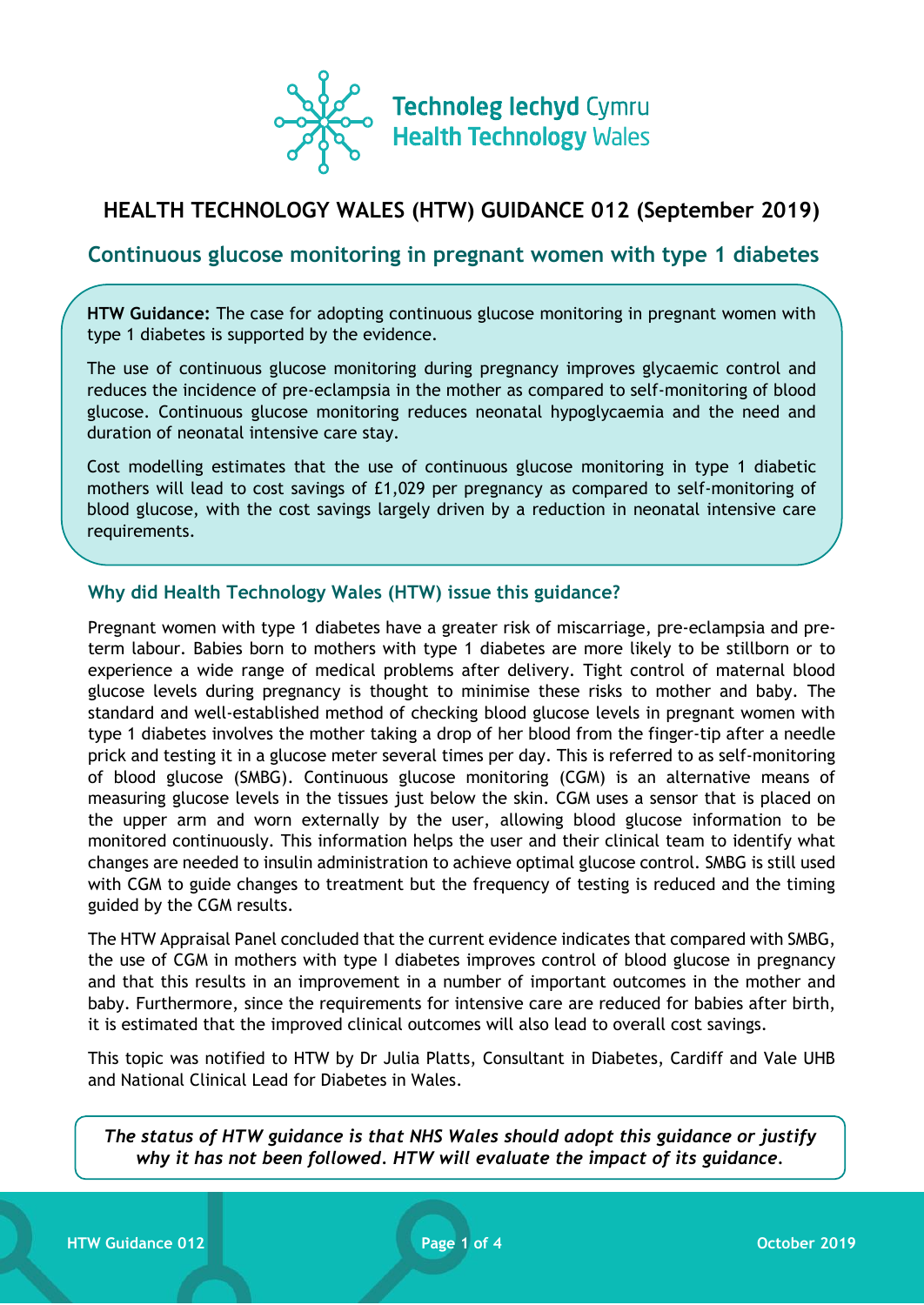Technoleg Iechyd Cymru
Health Technology Wales

# HEALTH TECHNOLOGY WALES (HTW) GUIDANCE 012 (September 2019)

## Continuous glucose monitoring in pregnant women with type 1 diabetes

**HTW Guidance:** The case for adopting continuous glucose monitoring in pregnant women with type 1 diabetes is supported by the evidence.

The use of continuous glucose monitoring during pregnancy improves glycaemic control and reduces the incidence of pre-eclampsia in the mother as compared to self-monitoring of blood glucose. Continuous glucose monitoring reduces neonatal hypoglycaemia and the need and duration of neonatal intensive care stay.

Cost modelling estimates that the use of continuous glucose monitoring in type 1 diabetic mothers will lead to cost savings of £1,029 per pregnancy as compared to self-monitoring of blood glucose, with the cost savings largely driven by a reduction in neonatal intensive care requirements.

### Why did Health Technology Wales (HTW) issue this guidance?

Pregnant women with type 1 diabetes have a greater risk of miscarriage, pre-eclampsia and pre-term labour. Babies born to mothers with type 1 diabetes are more likely to be stillborn or to experience a wide range of medical problems after delivery. Tight control of maternal blood glucose levels during pregnancy is thought to minimise these risks to mother and baby. The standard and well-established method of checking blood glucose levels in pregnant women with type 1 diabetes involves the mother taking a drop of her blood from the finger-tip after a needle prick and testing it in a glucose meter several times per day. This is referred to as self-monitoring of blood glucose (SMBG). Continuous glucose monitoring (CGM) is an alternative means of measuring glucose levels in the tissues just below the skin. CGM uses a sensor that is placed on the upper arm and worn externally by the user, allowing blood glucose information to be monitored continuously. This information helps the user and their clinical team to identify what changes are needed to insulin administration to achieve optimal glucose control. SMBG is still used with CGM to guide changes to treatment but the frequency of testing is reduced and the timing guided by the CGM results.

The HTW Appraisal Panel concluded that the current evidence indicates that compared with SMBG, the use of CGM in mothers with type I diabetes improves control of blood glucose in pregnancy and that this results in an improvement in a number of important outcomes in the mother and baby. Furthermore, since the requirements for intensive care are reduced for babies after birth, it is estimated that the improved clinical outcomes will also lead to overall cost savings.

This topic was notified to HTW by Dr Julia Platts, Consultant in Diabetes, Cardiff and Vale UHB and National Clinical Lead for Diabetes in Wales.

***The status of HTW guidance is that NHS Wales should adopt this guidance or justify why it has not been followed. HTW will evaluate the impact of its guidance.***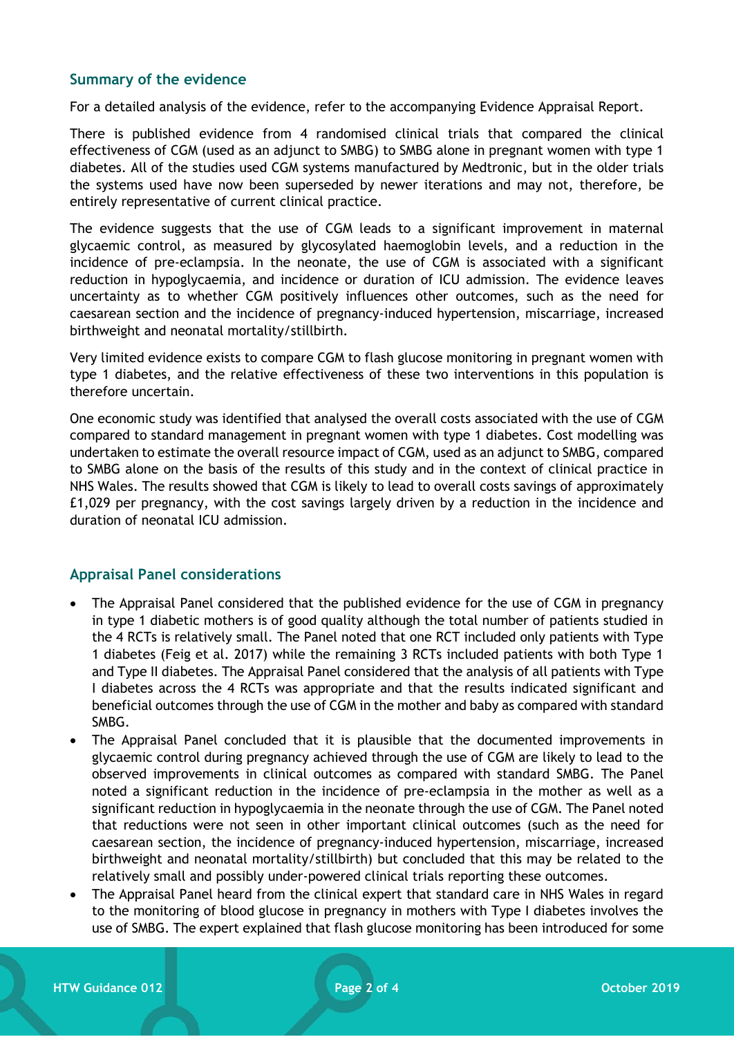## Summary of the evidence

For a detailed analysis of the evidence, refer to the accompanying Evidence Appraisal Report.

There is published evidence from 4 randomised clinical trials that compared the clinical effectiveness of CGM (used as an adjunct to SMBG) to SMBG alone in pregnant women with type 1 diabetes. All of the studies used CGM systems manufactured by Medtronic, but in the older trials the systems used have now been superseded by newer iterations and may not, therefore, be entirely representative of current clinical practice.

The evidence suggests that the use of CGM leads to a significant improvement in maternal glycaemic control, as measured by glycosylated haemoglobin levels, and a reduction in the incidence of pre-eclampsia. In the neonate, the use of CGM is associated with a significant reduction in hypoglycaemia, and incidence or duration of ICU admission. The evidence leaves uncertainty as to whether CGM positively influences other outcomes, such as the need for caesarean section and the incidence of pregnancy-induced hypertension, miscarriage, increased birthweight and neonatal mortality/stillbirth.

Very limited evidence exists to compare CGM to flash glucose monitoring in pregnant women with type 1 diabetes, and the relative effectiveness of these two interventions in this population is therefore uncertain.

One economic study was identified that analysed the overall costs associated with the use of CGM compared to standard management in pregnant women with type 1 diabetes. Cost modelling was undertaken to estimate the overall resource impact of CGM, used as an adjunct to SMBG, compared to SMBG alone on the basis of the results of this study and in the context of clinical practice in NHS Wales. The results showed that CGM is likely to lead to overall costs savings of approximately £1,029 per pregnancy, with the cost savings largely driven by a reduction in the incidence and duration of neonatal ICU admission.

## Appraisal Panel considerations

- The Appraisal Panel considered that the published evidence for the use of CGM in pregnancy in type 1 diabetic mothers is of good quality although the total number of patients studied in the 4 RCTs is relatively small. The Panel noted that one RCT included only patients with Type 1 diabetes (Feig et al. 2017) while the remaining 3 RCTs included patients with both Type 1 and Type II diabetes. The Appraisal Panel considered that the analysis of all patients with Type I diabetes across the 4 RCTs was appropriate and that the results indicated significant and beneficial outcomes through the use of CGM in the mother and baby as compared with standard SMBG.
- The Appraisal Panel concluded that it is plausible that the documented improvements in glycaemic control during pregnancy achieved through the use of CGM are likely to lead to the observed improvements in clinical outcomes as compared with standard SMBG. The Panel noted a significant reduction in the incidence of pre-eclampsia in the mother as well as a significant reduction in hypoglycaemia in the neonate through the use of CGM. The Panel noted that reductions were not seen in other important clinical outcomes (such as the need for caesarean section, the incidence of pregnancy-induced hypertension, miscarriage, increased birthweight and neonatal mortality/stillbirth) but concluded that this may be related to the relatively small and possibly under-powered clinical trials reporting these outcomes.
- The Appraisal Panel heard from the clinical expert that standard care in NHS Wales in regard to the monitoring of blood glucose in pregnancy in mothers with Type I diabetes involves the use of SMBG. The expert explained that flash glucose monitoring has been introduced for some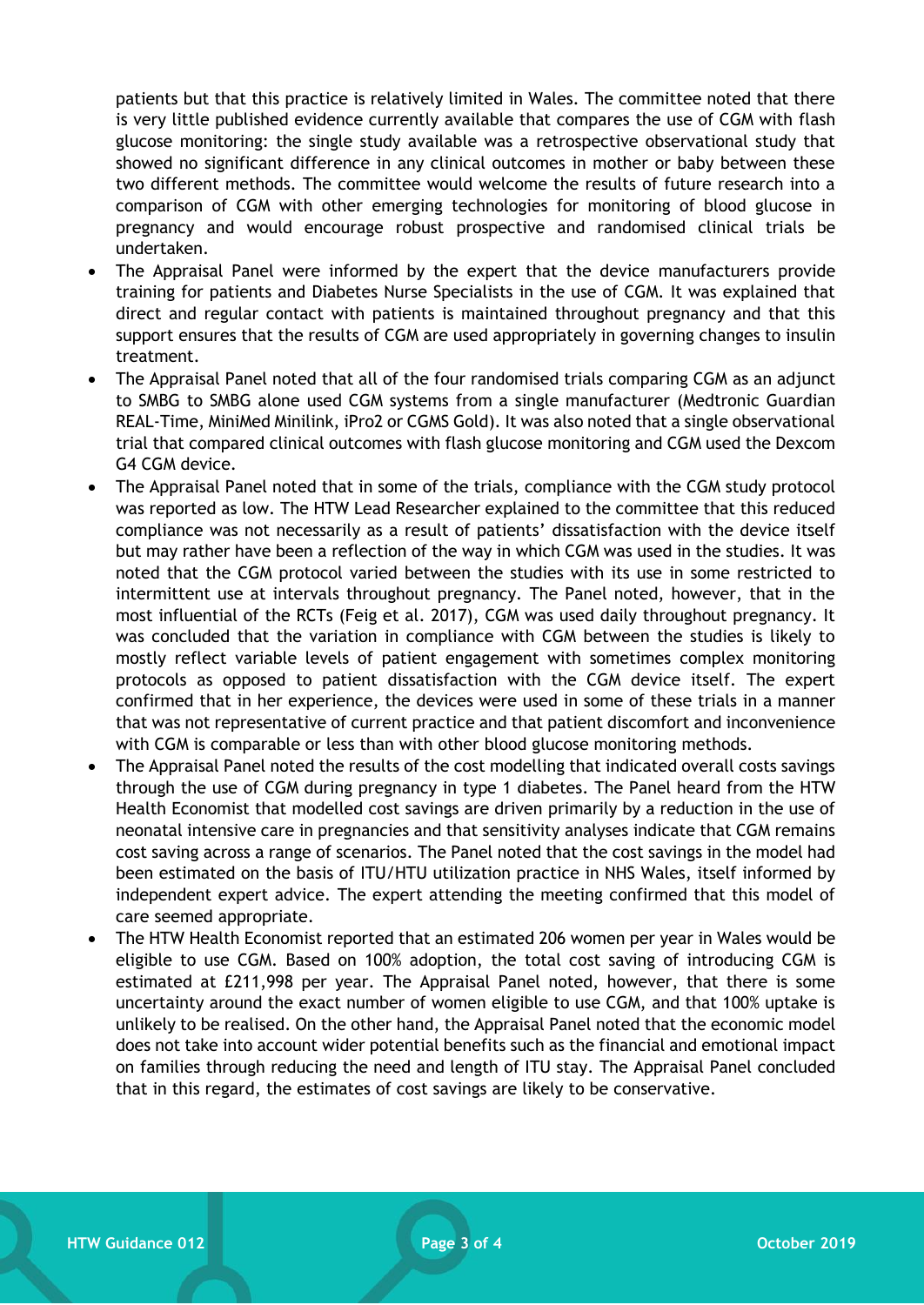patients but that this practice is relatively limited in Wales. The committee noted that there is very little published evidence currently available that compares the use of CGM with flash glucose monitoring: the single study available was a retrospective observational study that showed no significant difference in any clinical outcomes in mother or baby between these two different methods. The committee would welcome the results of future research into a comparison of CGM with other emerging technologies for monitoring of blood glucose in pregnancy and would encourage robust prospective and randomised clinical trials be undertaken.

- The Appraisal Panel were informed by the expert that the device manufacturers provide training for patients and Diabetes Nurse Specialists in the use of CGM. It was explained that direct and regular contact with patients is maintained throughout pregnancy and that this support ensures that the results of CGM are used appropriately in governing changes to insulin treatment.
- The Appraisal Panel noted that all of the four randomised trials comparing CGM as an adjunct to SMBG to SMBG alone used CGM systems from a single manufacturer (Medtronic Guardian REAL-Time, MiniMed Minilink, iPro2 or CGMS Gold). It was also noted that a single observational trial that compared clinical outcomes with flash glucose monitoring and CGM used the Dexcom G4 CGM device.
- The Appraisal Panel noted that in some of the trials, compliance with the CGM study protocol was reported as low. The HTW Lead Researcher explained to the committee that this reduced compliance was not necessarily as a result of patients' dissatisfaction with the device itself but may rather have been a reflection of the way in which CGM was used in the studies. It was noted that the CGM protocol varied between the studies with its use in some restricted to intermittent use at intervals throughout pregnancy. The Panel noted, however, that in the most influential of the RCTs (Feig et al. 2017), CGM was used daily throughout pregnancy. It was concluded that the variation in compliance with CGM between the studies is likely to mostly reflect variable levels of patient engagement with sometimes complex monitoring protocols as opposed to patient dissatisfaction with the CGM device itself. The expert confirmed that in her experience, the devices were used in some of these trials in a manner that was not representative of current practice and that patient discomfort and inconvenience with CGM is comparable or less than with other blood glucose monitoring methods.
- The Appraisal Panel noted the results of the cost modelling that indicated overall costs savings through the use of CGM during pregnancy in type 1 diabetes. The Panel heard from the HTW Health Economist that modelled cost savings are driven primarily by a reduction in the use of neonatal intensive care in pregnancies and that sensitivity analyses indicate that CGM remains cost saving across a range of scenarios. The Panel noted that the cost savings in the model had been estimated on the basis of ITU/HTU utilization practice in NHS Wales, itself informed by independent expert advice. The expert attending the meeting confirmed that this model of care seemed appropriate.
- The HTW Health Economist reported that an estimated 206 women per year in Wales would be eligible to use CGM. Based on 100% adoption, the total cost saving of introducing CGM is estimated at £211,998 per year. The Appraisal Panel noted, however, that there is some uncertainty around the exact number of women eligible to use CGM, and that 100% uptake is unlikely to be realised. On the other hand, the Appraisal Panel noted that the economic model does not take into account wider potential benefits such as the financial and emotional impact on families through reducing the need and length of ITU stay. The Appraisal Panel concluded that in this regard, the estimates of cost savings are likely to be conservative.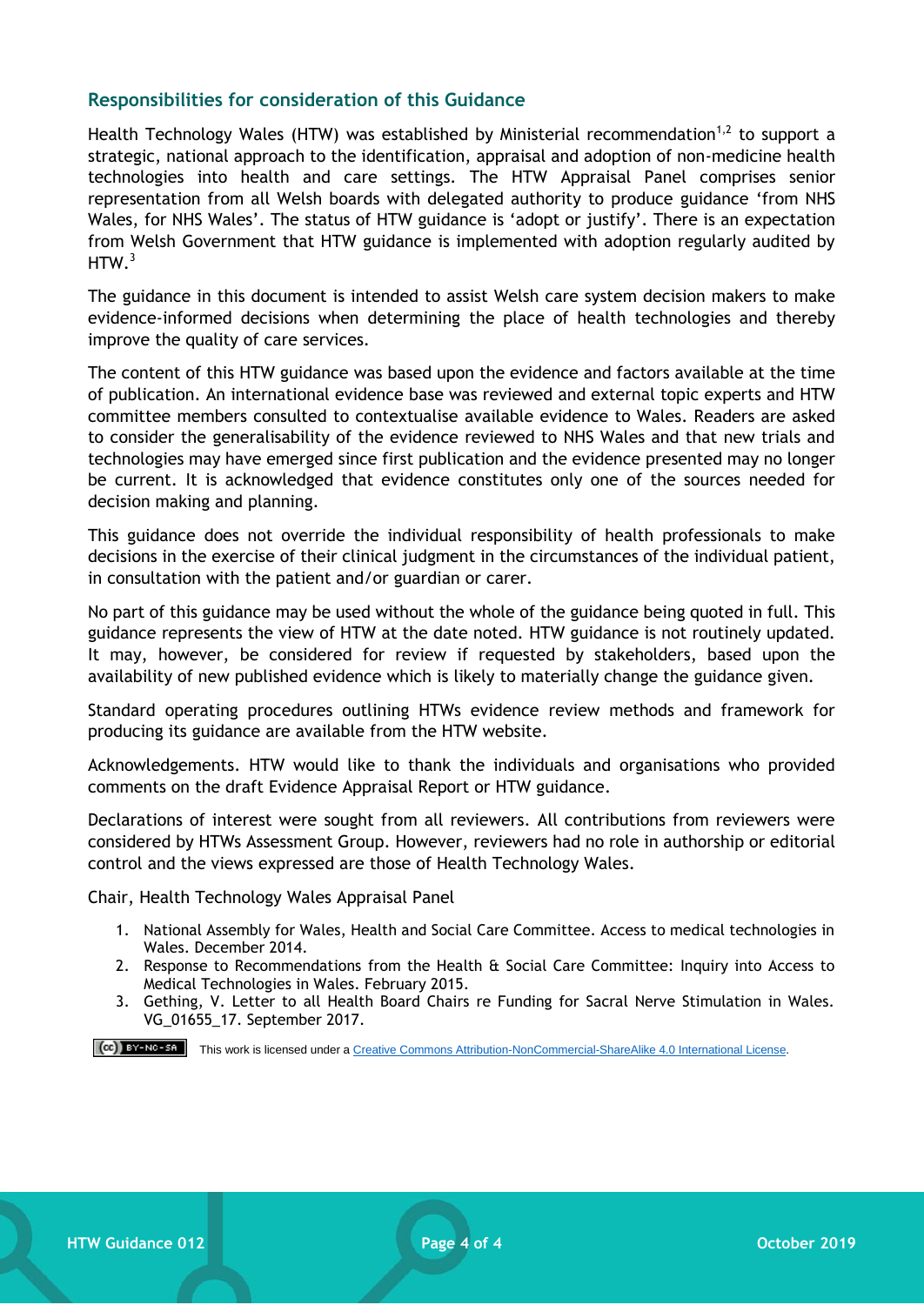## Responsibilities for consideration of this Guidance

Health Technology Wales (HTW) was established by Ministerial recommendation[1,2] to support a strategic, national approach to the identification, appraisal and adoption of non-medicine health technologies into health and care settings. The HTW Appraisal Panel comprises senior representation from all Welsh boards with delegated authority to produce guidance 'from NHS Wales, for NHS Wales'. The status of HTW guidance is 'adopt or justify'. There is an expectation from Welsh Government that HTW guidance is implemented with adoption regularly audited by HTW.[3]

The guidance in this document is intended to assist Welsh care system decision makers to make evidence-informed decisions when determining the place of health technologies and thereby improve the quality of care services.

The content of this HTW guidance was based upon the evidence and factors available at the time of publication. An international evidence base was reviewed and external topic experts and HTW committee members consulted to contextualise available evidence to Wales. Readers are asked to consider the generalisability of the evidence reviewed to NHS Wales and that new trials and technologies may have emerged since first publication and the evidence presented may no longer be current. It is acknowledged that evidence constitutes only one of the sources needed for decision making and planning.

This guidance does not override the individual responsibility of health professionals to make decisions in the exercise of their clinical judgment in the circumstances of the individual patient, in consultation with the patient and/or guardian or carer.

No part of this guidance may be used without the whole of the guidance being quoted in full. This guidance represents the view of HTW at the date noted. HTW guidance is not routinely updated. It may, however, be considered for review if requested by stakeholders, based upon the availability of new published evidence which is likely to materially change the guidance given.

Standard operating procedures outlining HTWs evidence review methods and framework for producing its guidance are available from the HTW website.

Acknowledgements. HTW would like to thank the individuals and organisations who provided comments on the draft Evidence Appraisal Report or HTW guidance.

Declarations of interest were sought from all reviewers. All contributions from reviewers were considered by HTWs Assessment Group. However, reviewers had no role in authorship or editorial control and the views expressed are those of Health Technology Wales.

Chair, Health Technology Wales Appraisal Panel

1. National Assembly for Wales, Health and Social Care Committee. Access to medical technologies in Wales. December 2014.
2. Response to Recommendations from the Health & Social Care Committee: Inquiry into Access to Medical Technologies in Wales. February 2015.
3. Gething, V. Letter to all Health Board Chairs re Funding for Sacral Nerve Stimulation in Wales. VG_01655_17. September 2017.

(cc) BY-NC-SA This work is licensed under a Creative Commons Attribution-NonCommercial-ShareAlike 4.0 International License.